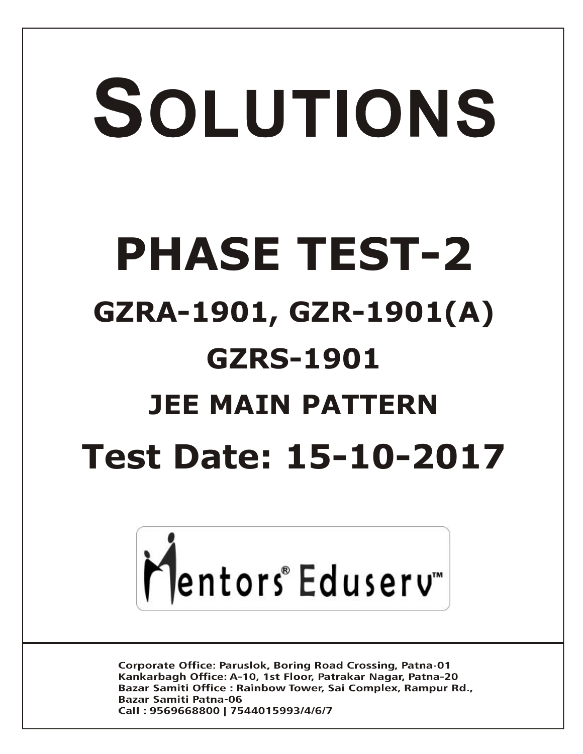# SOLUTIONS

# PHASE TEST-2

## GZRA-1901, GZR-1901(A)

## GZRS-1901

## JEE MAIN PATTERN

# Test Date: 15-10-2017

Mentors® Eduserv™

Corporate Office: Paruslok, Boring Road Crossing, Patna-01
Kankarbagh Office: A-10, 1st Floor, Patrakar Nagar, Patna-20
Bazar Samiti Office : Rainbow Tower, Sai Complex, Rampur Rd., Bazar Samiti Patna-06
Call : 9569668800 | 7544015993/4/6/7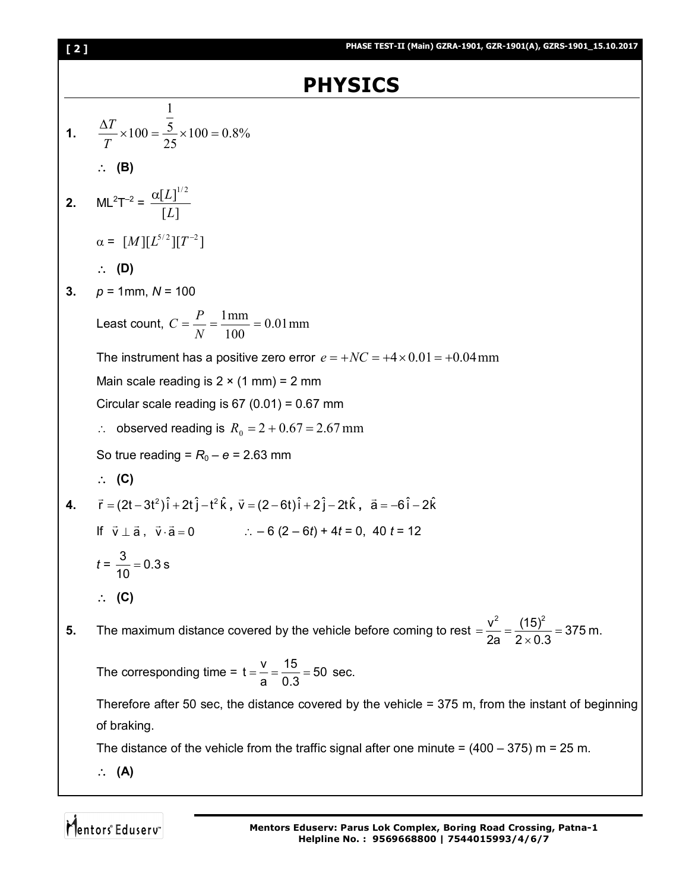# PHYSICS

**1.** $\dfrac{\Delta T}{T} \times 100 = \dfrac{\frac{1}{5}}{25} \times 100 = 0.8\%$

$\therefore$ **(B)**

**2.** $ML^2T^{-2} = \dfrac{\alpha [L]^{1/2}}{[L]}$

$\alpha = [M][L^{5/2}][T^{-2}]$

$\therefore$ **(D)**

**3.** $p = 1\text{mm}$, $N = 100$

Least count, $C = \dfrac{P}{N} = \dfrac{1\,\text{mm}}{100} = 0.01\,\text{mm}$

The instrument has a positive zero error $e = +NC = +4 \times 0.01 = +0.04\,\text{mm}$

Main scale reading is 2 × (1 mm) = 2 mm

Circular scale reading is 67 (0.01) = 0.67 mm

$\therefore$ observed reading is $R_0 = 2 + 0.67 = 2.67\,\text{mm}$

So true reading = $R_0 - e$ = 2.63 mm

$\therefore$ **(C)**

**4.** $\vec{r} = (2t - 3t^2)\hat{i} + 2t\hat{j} - t^2\hat{k}$, $\vec{v} = (2 - 6t)\hat{i} + 2\hat{j} - 2t\hat{k}$, $\vec{a} = -6\hat{i} - 2\hat{k}$

If $\vec{v} \perp \vec{a}$, $\vec{v} \cdot \vec{a} = 0$ $\quad\therefore -6(2 - 6t) + 4t = 0$, $40t = 12$

$t = \dfrac{3}{10} = 0.3\,\text{s}$

$\therefore$ **(C)**

**5.** The maximum distance covered by the vehicle before coming to rest $= \dfrac{v^2}{2a} = \dfrac{(15)^2}{2 \times 0.3} = 375\,\text{m}$.

The corresponding time = $t = \dfrac{v}{a} = \dfrac{15}{0.3} = 50$ sec.

Therefore after 50 sec, the distance covered by the vehicle = 375 m, from the instant of beginning of braking.

The distance of the vehicle from the traffic signal after one minute = (400 – 375) m = 25 m.

$\therefore$ **(A)**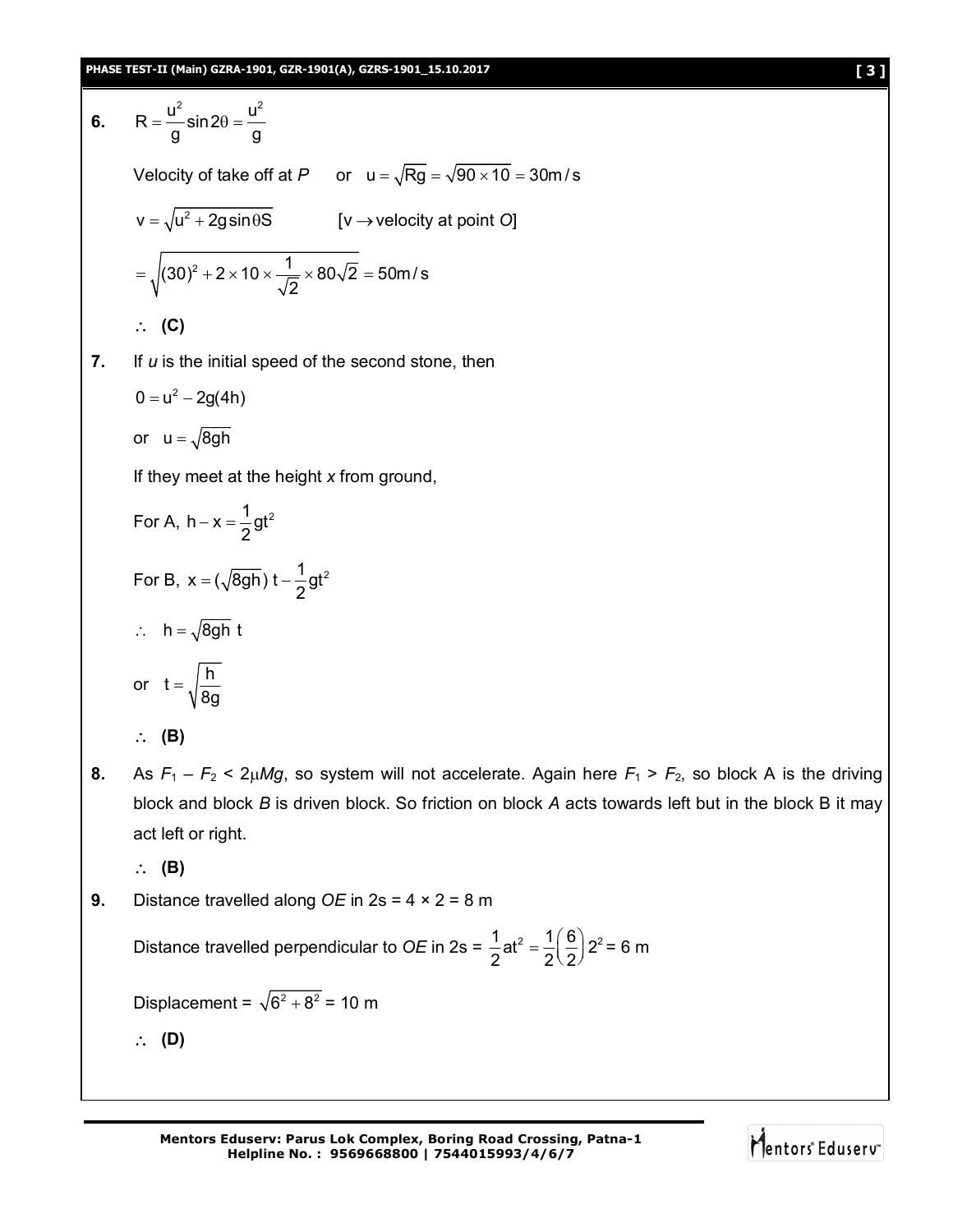**6.** $R = \dfrac{u^2}{g}\sin 2\theta = \dfrac{u^2}{g}$

Velocity of take off at *P* or $u = \sqrt{Rg} = \sqrt{90 \times 10} = 30 \text{m/s}$

$v = \sqrt{u^2 + 2g\sin\theta S}$ [$v \rightarrow$ velocity at point *O*]

$= \sqrt{(30)^2 + 2 \times 10 \times \dfrac{1}{\sqrt{2}} \times 80\sqrt{2}} = 50 \text{m/s}$

$\therefore$ **(C)**

**7.** If *u* is the initial speed of the second stone, then

$0 = u^2 - 2g(4h)$

or $u = \sqrt{8gh}$

If they meet at the height *x* from ground,

For A, $h - x = \dfrac{1}{2}gt^2$

For B, $x = (\sqrt{8gh})\, t - \dfrac{1}{2}gt^2$

$\therefore$ $h = \sqrt{8gh}\ t$

or $t = \sqrt{\dfrac{h}{8g}}$

$\therefore$ **(B)**

**8.** As $F_1 - F_2 < 2\mu Mg$, so system will not accelerate. Again here $F_1 > F_2$, so block A is the driving block and block *B* is driven block. So friction on block *A* acts towards left but in the block B it may act left or right.

$\therefore$ **(B)**

**9.** Distance travelled along *OE* in 2s = 4 × 2 = 8 m

Distance travelled perpendicular to *OE* in 2s = $\dfrac{1}{2}at^2 = \dfrac{1}{2}\left(\dfrac{6}{2}\right)2^2$ = 6 m

Displacement = $\sqrt{6^2 + 8^2}$ = 10 m

$\therefore$ **(D)**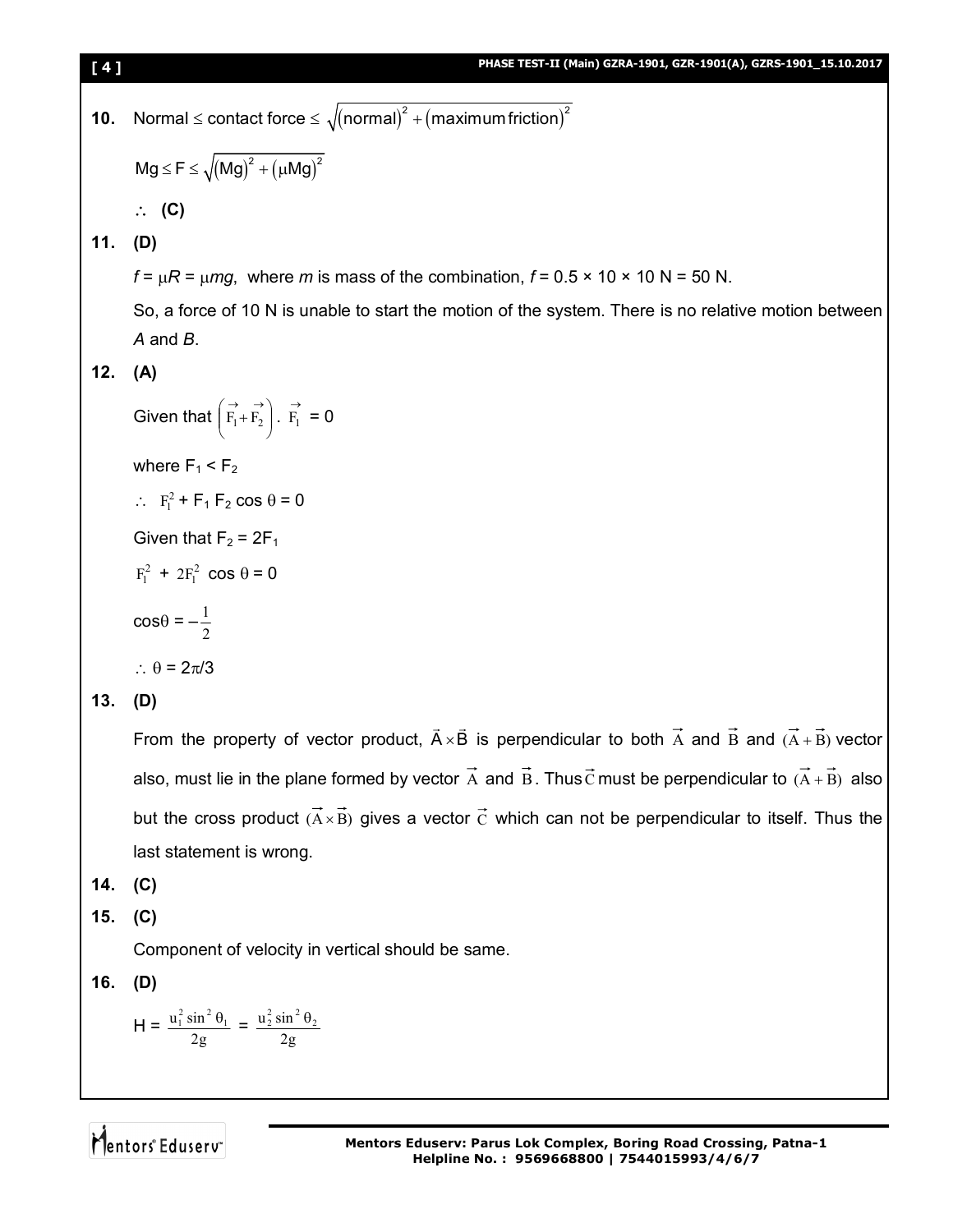**10.** Normal ≤ contact force ≤ $\sqrt{(\text{normal})^2 + (\text{maximum friction})^2}$

$$Mg \le F \le \sqrt{(Mg)^2 + (\mu Mg)^2}$$

∴ **(C)**

**11.** **(D)**

$f = \mu R = \mu mg$, where $m$ is mass of the combination, $f = 0.5 \times 10 \times 10$ N = 50 N.

So, a force of 10 N is unable to start the motion of the system. There is no relative motion between *A* and *B*.

**12.** **(A)**

Given that $\left(\vec{F_1} + \vec{F_2}\right) \cdot \vec{F_1} = 0$

where $F_1 < F_2$

∴ $F_1^2 + F_1 F_2 \cos\theta = 0$

Given that $F_2 = 2F_1$

$F_1^2 + 2F_1^2 \cos\theta = 0$

$\cos\theta = -\frac{1}{2}$

∴ $\theta = 2\pi/3$

**13.** **(D)**

From the property of vector product, $\vec{A} \times \vec{B}$ is perpendicular to both $\vec{A}$ and $\vec{B}$ and $(\vec{A} + \vec{B})$ vector also, must lie in the plane formed by vector $\vec{A}$ and $\vec{B}$. Thus $\vec{C}$ must be perpendicular to $(\vec{A} + \vec{B})$ also but the cross product $(\vec{A} \times \vec{B})$ gives a vector $\vec{C}$ which can not be perpendicular to itself. Thus the last statement is wrong.

**14.** **(C)**

**15.** **(C)**

Component of velocity in vertical should be same.

**16.** **(D)**

$$H = \frac{u_1^2 \sin^2\theta_1}{2g} = \frac{u_2^2 \sin^2\theta_2}{2g}$$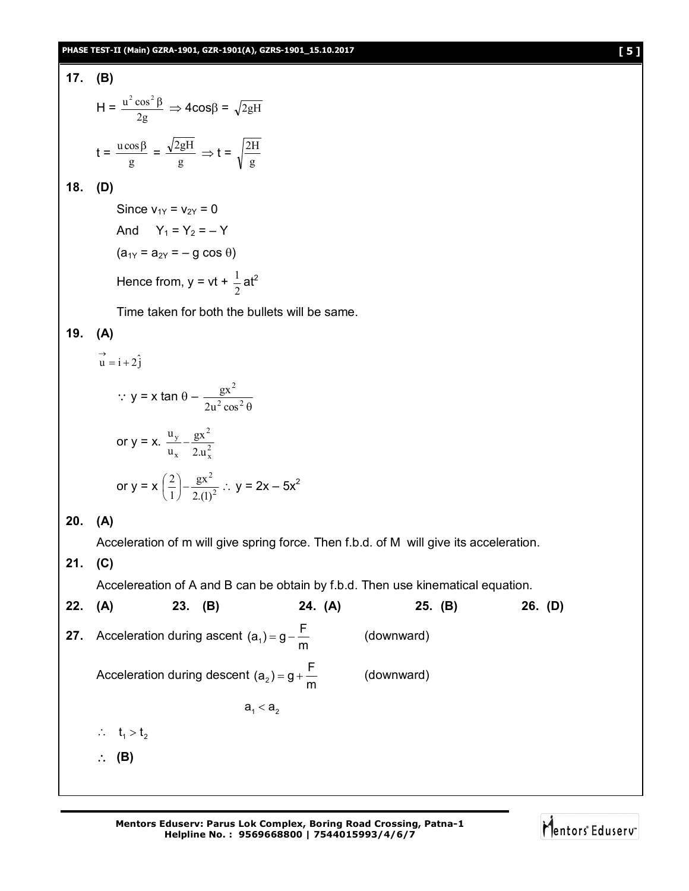**17. (B)**

$H = \frac{u^2 \cos^2 \beta}{2g} \Rightarrow 4\cos\beta = \sqrt{2gH}$

$t = \frac{u\cos\beta}{g} = \frac{\sqrt{2gH}}{g} \Rightarrow t = \sqrt{\frac{2H}{g}}$

**18. (D)**

Since $v_{1Y} = v_{2Y} = 0$

And $Y_1 = Y_2 = -Y$

$(a_{1Y} = a_{2Y} = -g\cos\theta)$

Hence from, $y = vt + \frac{1}{2}at^2$

Time taken for both the bullets will be same.

**19. (A)**

$\vec{u} = i + 2\hat{j}$

$\because y = x\tan\theta - \frac{gx^2}{2u^2\cos^2\theta}$

or $y = x.\frac{u_y}{u_x} - \frac{gx^2}{2.u_x^2}$

or $y = x\left(\frac{2}{1}\right) - \frac{gx^2}{2.(1)^2} \therefore y = 2x - 5x^2$

**20. (A)**

Acceleration of m will give spring force. Then f.b.d. of M will give its acceleration.

**21. (C)**

Accelereation of A and B can be obtain by f.b.d. Then use kinematical equation.

**22. (A)** **23. (B)** **24. (A)** **25. (B)** **26. (D)**

**27.** Acceleration during ascent $(a_1) = g - \frac{F}{m}$ (downward)

Acceleration during descent $(a_2) = g + \frac{F}{m}$ (downward)

$a_1 < a_2$

$\therefore t_1 > t_2$

$\therefore$ **(B)**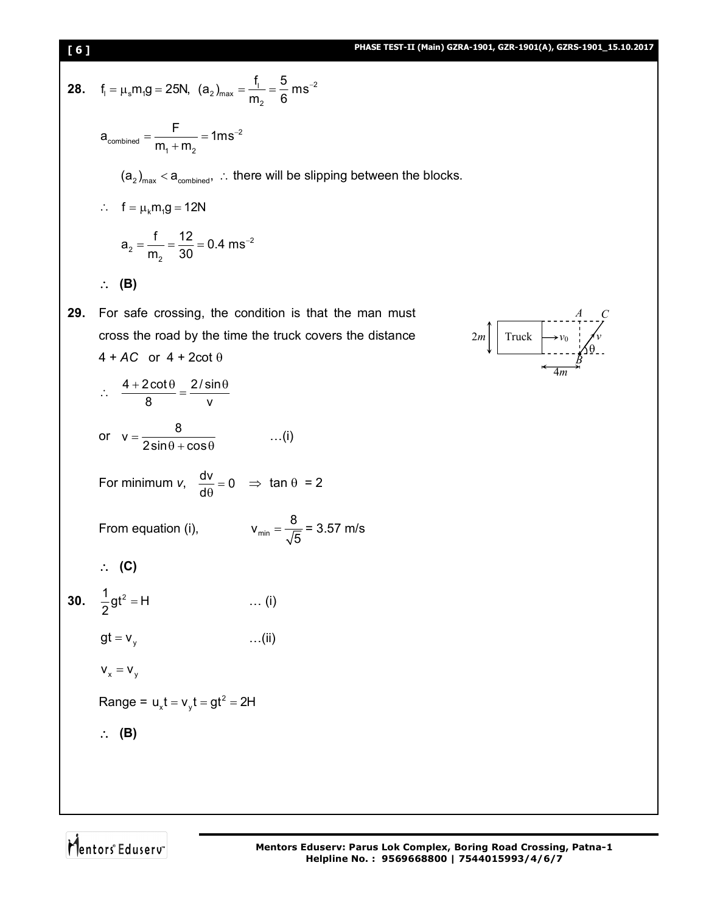**28.** $f_l = \mu_s m_1 g = 25\text{N},\ (a_2)_{max} = \dfrac{f_l}{m_2} = \dfrac{5}{6}\ \text{ms}^{-2}$

$$a_{combined} = \frac{F}{m_1 + m_2} = 1\text{ms}^{-2}$$

$(a_2)_{max} < a_{combined}$, $\therefore$ there will be slipping between the blocks.

$\therefore\ \ f = \mu_k m_1 g = 12\text{N}$

$$a_2 = \frac{f}{m_2} = \frac{12}{30} = 0.4\ \text{ms}^{-2}$$

$\therefore$ **(B)**

**29.** For safe crossing, the condition is that the man must cross the road by the time the truck covers the distance $4 + AC$ or $4 + 2\cot\theta$

$$\therefore\ \ \frac{4 + 2\cot\theta}{8} = \frac{2/\sin\theta}{v}$$

or $\quad v = \dfrac{8}{2\sin\theta + \cos\theta}$ $\quad\quad\quad$ …(i)

For minimum $v$, $\dfrac{dv}{d\theta} = 0 \ \Rightarrow\ \tan\theta = 2$

From equation (i), $\quad\quad v_{min} = \dfrac{8}{\sqrt{5}} = 3.57$ m/s

$\therefore$ **(C)**

**30.** $\dfrac{1}{2}gt^2 = H$ $\quad\quad\quad$ … (i)

$gt = v_y$ $\quad\quad\quad$ …(ii)

$v_x = v_y$

Range = $u_x t = v_y t = gt^2 = 2H$

$\therefore$ **(B)**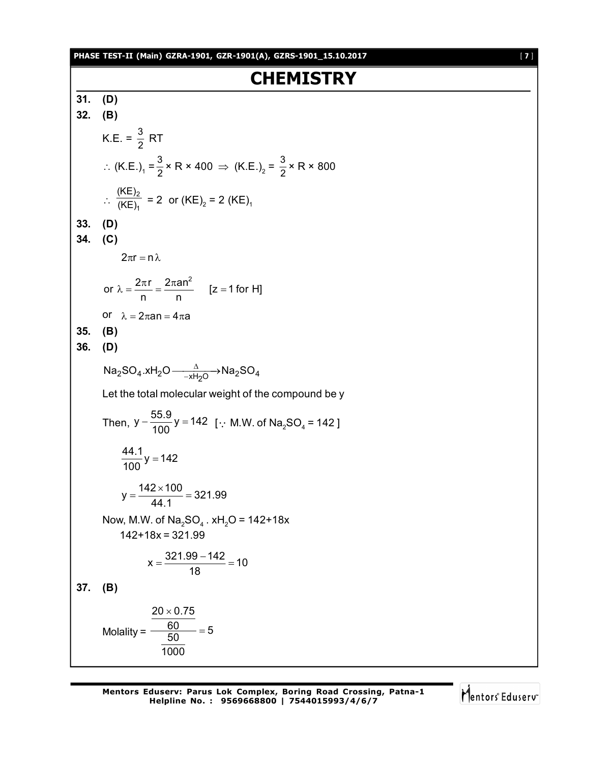# CHEMISTRY

**31. (D)**

**32. (B)**

K.E. = $\frac{3}{2}$ RT

$\therefore$ $(K.E.)_1 = \frac{3}{2} \times R \times 400 \Rightarrow (K.E.)_2 = \frac{3}{2} \times R \times 800$

$\therefore$ $\frac{(KE)_2}{(KE)_1} = 2$ or $(KE)_2 = 2\,(KE)_1$

**33. (D)**

**34. (C)**

$$2\pi r = n\lambda$$

or $\lambda = \frac{2\pi r}{n} = \frac{2\pi a n^2}{n}$ $\quad [z = 1 \text{ for H}]$

or $\lambda = 2\pi a n = 4\pi a$

**35. (B)**

**36. (D)**

$$Na_2SO_4.xH_2O \xrightarrow[-xH_2O]{\Delta} Na_2SO_4$$

Let the total molecular weight of the compound be y

Then, $y - \frac{55.9}{100}y = 142$ [$\because$ M.W. of $Na_2SO_4$ = 142 ]

$$\frac{44.1}{100}y = 142$$

$$y = \frac{142 \times 100}{44.1} = 321.99$$

Now, M.W. of $Na_2SO_4 . xH_2O$ = 142+18x

142+18x = 321.99

$$x = \frac{321.99 - 142}{18} = 10$$

**37. (B)**

$$\text{Molality} = \frac{\frac{20 \times 0.75}{60}}{\frac{50}{1000}} = 5$$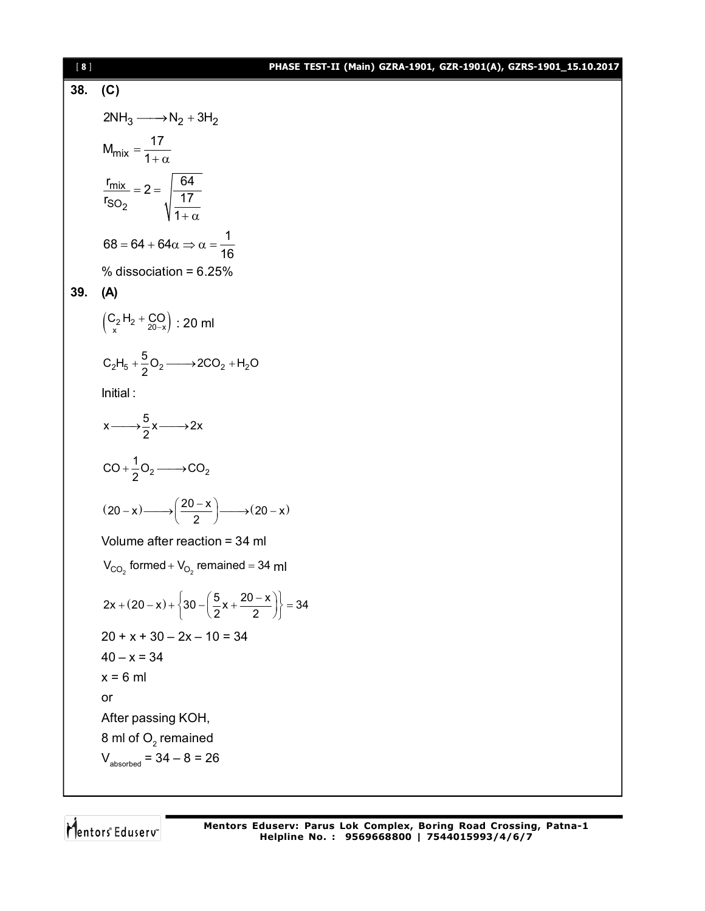**38. (C)**

$$2NH_3 \longrightarrow N_2 + 3H_2$$

$$M_{mix} = \frac{17}{1+\alpha}$$

$$\frac{r_{mix}}{r_{SO_2}} = 2 = \sqrt{\frac{64}{\frac{17}{1+\alpha}}}$$

$$68 = 64 + 64\alpha \Rightarrow \alpha = \frac{1}{16}$$

% dissociation = 6.25%

**39. (A)**

$$\left(\underset{x}{C_2}H_2 + \underset{20-x}{CO}\right) : 20 \text{ ml}$$

$$C_2H_5 + \frac{5}{2}O_2 \longrightarrow 2CO_2 + H_2O$$

Initial :

$$x \longrightarrow \frac{5}{2}x \longrightarrow 2x$$

$$CO + \frac{1}{2}O_2 \longrightarrow CO_2$$

$$(20-x) \longrightarrow \left(\frac{20-x}{2}\right) \longrightarrow (20-x)$$

Volume after reaction = 34 ml

$V_{CO_2}$ formed + $V_{O_2}$ remained = 34 ml

$$2x + (20-x) + \left\{30 - \left(\frac{5}{2}x + \frac{20-x}{2}\right)\right\} = 34$$

20 + x + 30 – 2x – 10 = 34

40 – x = 34

x = 6 ml

or

After passing KOH,

8 ml of $O_2$ remained

$V_{absorbed}$ = 34 – 8 = 26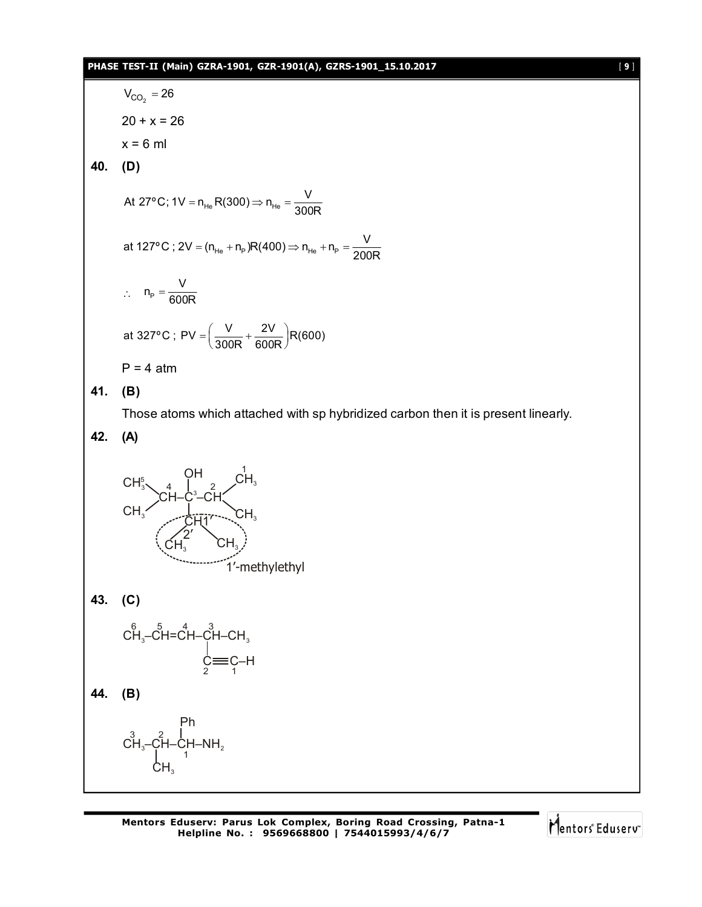$V_{CO_2} = 26$

$20 + x = 26$

$x = 6$ ml

**40. (D)**

$$\text{At } 27°C;\ 1V = n_{He}R(300) \Rightarrow n_{He} = \frac{V}{300R}$$

$$\text{at } 127°C;\ 2V = (n_{He} + n_P)R(400) \Rightarrow n_{He} + n_P = \frac{V}{200R}$$

$$\therefore\ n_P = \frac{V}{600R}$$

$$\text{at } 327°C;\ PV = \left(\frac{V}{300R} + \frac{2V}{600R}\right)R(600)$$

$P = 4$ atm

**41. (B)**

Those atoms which attached with sp hybridized carbon then it is present linearly.

**42. (A)**

```
                OH        1
  5CH3    4     |    2   CH3
       \CH–C3–CH/
  CH3  /    |       \CH3
           CH1'
          /2'  \
        CH3    CH3
           1'-methylethyl
```

**43. (C)**

```
 6    5    4    3
CH3–CH=CH–CH–CH3
               |
               C≡C–H
               2   1
```

**44. (B)**

```
           Ph
  3    2   |
CH3–CH–CH–NH2
       |   1
      CH3
```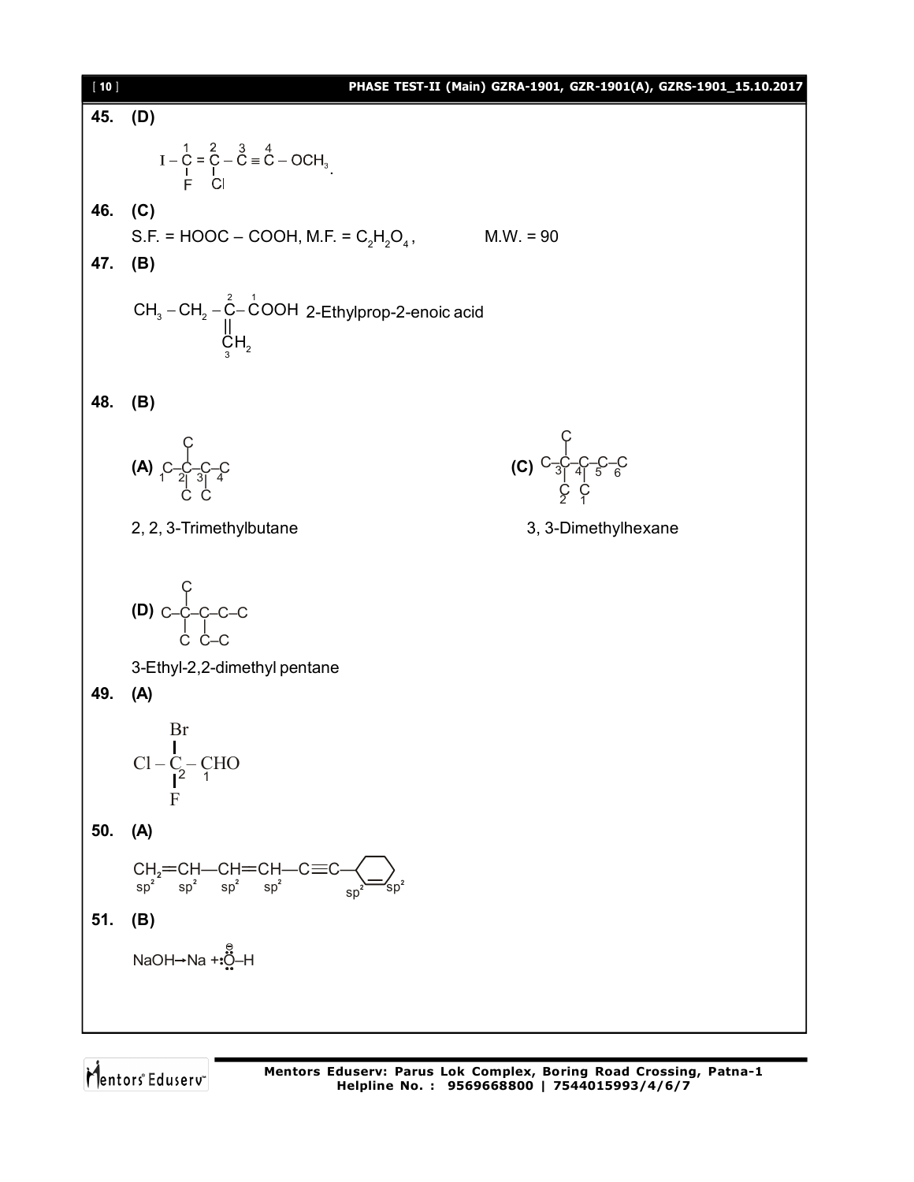**45. (D)**

$$I - \overset{1}{\underset{F}{C}} = \overset{2}{\underset{Cl}{C}} - \overset{3}{C} \equiv \overset{4}{C} - OCH_3.$$

**46. (C)**

S.F. = HOOC – COOH, M.F. = $C_2H_2O_4$, M.W. = 90

**47. (B)**

$$CH_3 - CH_2 - \overset{2}{\underset{\underset{\overset{3}{C}H_2}{\|}}{C}} - \overset{1}{C}OOH$$ 2-Ethylprop-2-enoic acid

**48. (B)**

(A) $\underset{1}{C} - \underset{2}{\overset{C}{\underset{C}{C}}} - \underset{3}{\underset{C}{C}} - \underset{4}{C}$

2, 2, 3-Trimethylbutane

(C) $C - \underset{3}{\overset{C}{\underset{\overset{|}{C_2}}{C}}} - \underset{4}{\underset{\overset{|}{C_1}}{C}} - \underset{5}{C} - \underset{6}{C}$

3, 3-Dimethylhexane

(D) $C - \overset{C}{\underset{C}{C}} - \underset{C-C}{C} - C - C$

3-Ethyl-2,2-dimethyl pentane

**49. (A)**

$$Cl - \overset{Br}{\underset{F}{\overset{|}{\underset{|}{C_2}}}} - \overset{}{\underset{1}{C}}HO$$

**50. (A)**

$$\underset{sp^2}{CH_2}=\underset{sp^2}{CH}-\underset{sp^2}{CH}=\underset{sp^2}{CH}-C\equiv C-\text{(cyclohexenyl, ring C=C: } sp^2, sp^2)$$

**51. (B)**

$$NaOH \rightarrow Na + :\overset{\ominus}{\ddot{O}}-H$$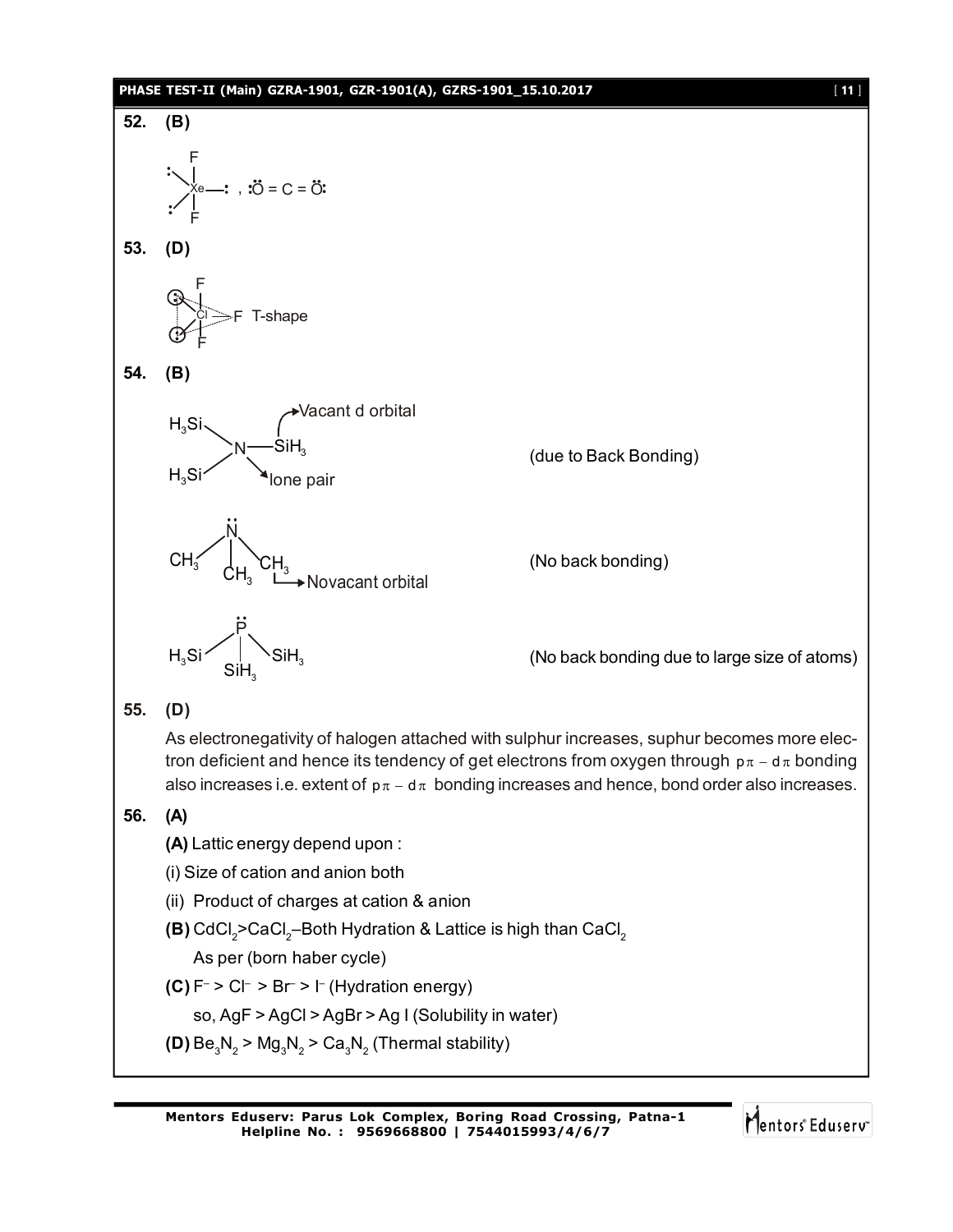**52. (B)**

$XeF_2$ (three lone pairs on Xe), $:\ddot{O} = C = \ddot{O}:$

**53. (D)**

$ClF_3$ T-shape

**54. (B)**

$(H_3Si)_3N$ — Vacant d orbital, lone pair (due to Back Bonding)

$(CH_3)_3N$ — Novacant orbital (No back bonding)

$(H_3Si)_3P$ — (No back bonding due to large size of atoms)

**55. (D)**

As electronegativity of halogen attached with sulphur increases, suphur becomes more electron deficient and hence its tendency of get electrons from oxygen through $p\pi - d\pi$ bonding also increases i.e. extent of $p\pi - d\pi$ bonding increases and hence, bond order also increases.

**56. (A)**

**(A)** Lattic energy depend upon :

(i) Size of cation and anion both

(ii) Product of charges at cation & anion

**(B)** $CdCl_2$>$CaCl_2$–Both Hydration & Lattice is high than $CaCl_2$

As per (born haber cycle)

**(C)** $F^- > Cl^- > Br^- > I^-$ (Hydration energy)

so, AgF > AgCl > AgBr > Ag I (Solubility in water)

**(D)** $Be_3N_2 > Mg_3N_2 > Ca_3N_2$ (Thermal stability)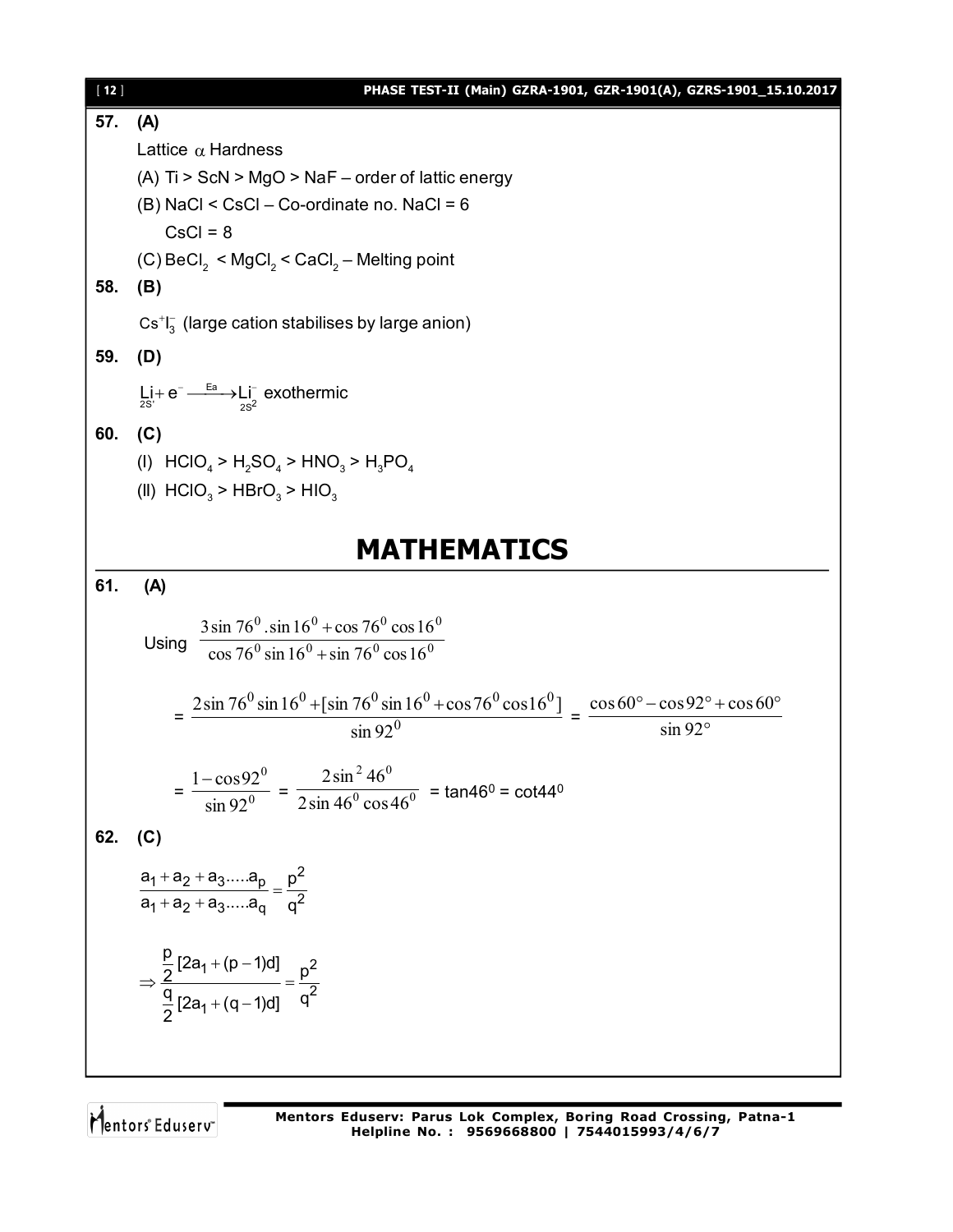**57. (A)**

Lattice $\alpha$ Hardness

(A) Ti > ScN > MgO > NaF – order of lattic energy

(B) NaCl < CsCl – Co-ordinate no. NaCl = 6

CsCl = 8

(C) $BeCl_2$ < $MgCl_2$ < $CaCl_2$ – Melting point

**58. (B)**

$Cs^+I_3^-$ (large cation stabilises by large anion)

**59. (D)**

$\underset{2S'}{Li} + e^- \xrightarrow{Ea} \underset{2S^2}{Li^-}$ exothermic

**60. (C)**

(I) $HClO_4 > H_2SO_4 > HNO_3 > H_3PO_4$

(II) $HClO_3 > HBrO_3 > HIO_3$

# MATHEMATICS

**61. (A)**

Using $\dfrac{3\sin 76^0 . \sin 16^0 + \cos 76^0 \cos 16^0}{\cos 76^0 \sin 16^0 + \sin 76^0 \cos 16^0}$

$$= \frac{2\sin 76^0 \sin 16^0 + [\sin 76^0 \sin 16^0 + \cos 76^0 \cos 16^0]}{\sin 92^0} = \frac{\cos 60° - \cos 92° + \cos 60°}{\sin 92°}$$

$$= \frac{1 - \cos 92^0}{\sin 92^0} = \frac{2\sin^2 46^0}{2\sin 46^0 \cos 46^0} = \tan 46^0 = \cot 44^0$$

**62. (C)**

$$\frac{a_1 + a_2 + a_3 .....a_p}{a_1 + a_2 + a_3 .....a_q} = \frac{p^2}{q^2}$$

$$\Rightarrow \frac{\frac{p}{2}[2a_1 + (p-1)d]}{\frac{q}{2}[2a_1 + (q-1)d]} = \frac{p^2}{q^2}$$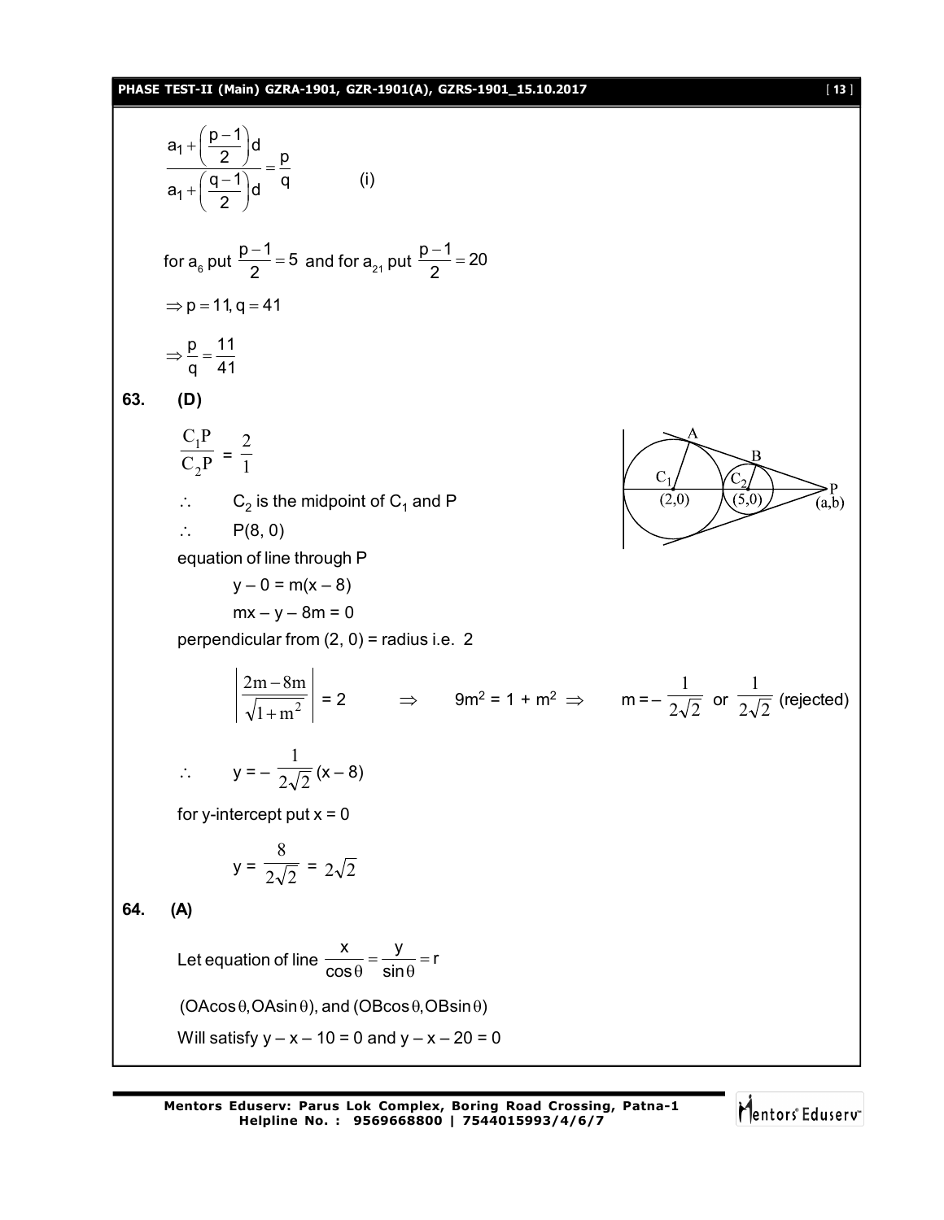$$\frac{a_1 + \left(\frac{p-1}{2}\right)d}{a_1 + \left(\frac{q-1}{2}\right)d} = \frac{p}{q} \qquad \text{(i)}$$

for $a_6$ put $\frac{p-1}{2} = 5$ and for $a_{21}$ put $\frac{p-1}{2} = 20$

$\Rightarrow p = 11, q = 41$

$\Rightarrow \frac{p}{q} = \frac{11}{41}$

**63. (D)**

$\frac{C_1P}{C_2P} = \frac{2}{1}$

$\therefore$ $C_2$ is the midpoint of $C_1$ and P

$\therefore$ P(8, 0)

equation of line through P

$y - 0 = m(x - 8)$

$mx - y - 8m = 0$

perpendicular from (2, 0) = radius i.e. 2

$$\left|\frac{2m - 8m}{\sqrt{1+m^2}}\right| = 2 \quad \Rightarrow \quad 9m^2 = 1 + m^2 \Rightarrow \quad m = -\frac{1}{2\sqrt{2}} \text{ or } \frac{1}{2\sqrt{2}} \text{ (rejected)}$$

$\therefore$ $y = -\frac{1}{2\sqrt{2}}(x - 8)$

for y-intercept put x = 0

$y = \frac{8}{2\sqrt{2}} = 2\sqrt{2}$

**64. (A)**

Let equation of line $\frac{x}{\cos\theta} = \frac{y}{\sin\theta} = r$

$(OA\cos\theta, OA\sin\theta)$, and $(OB\cos\theta, OB\sin\theta)$

Will satisfy $y - x - 10 = 0$ and $y - x - 20 = 0$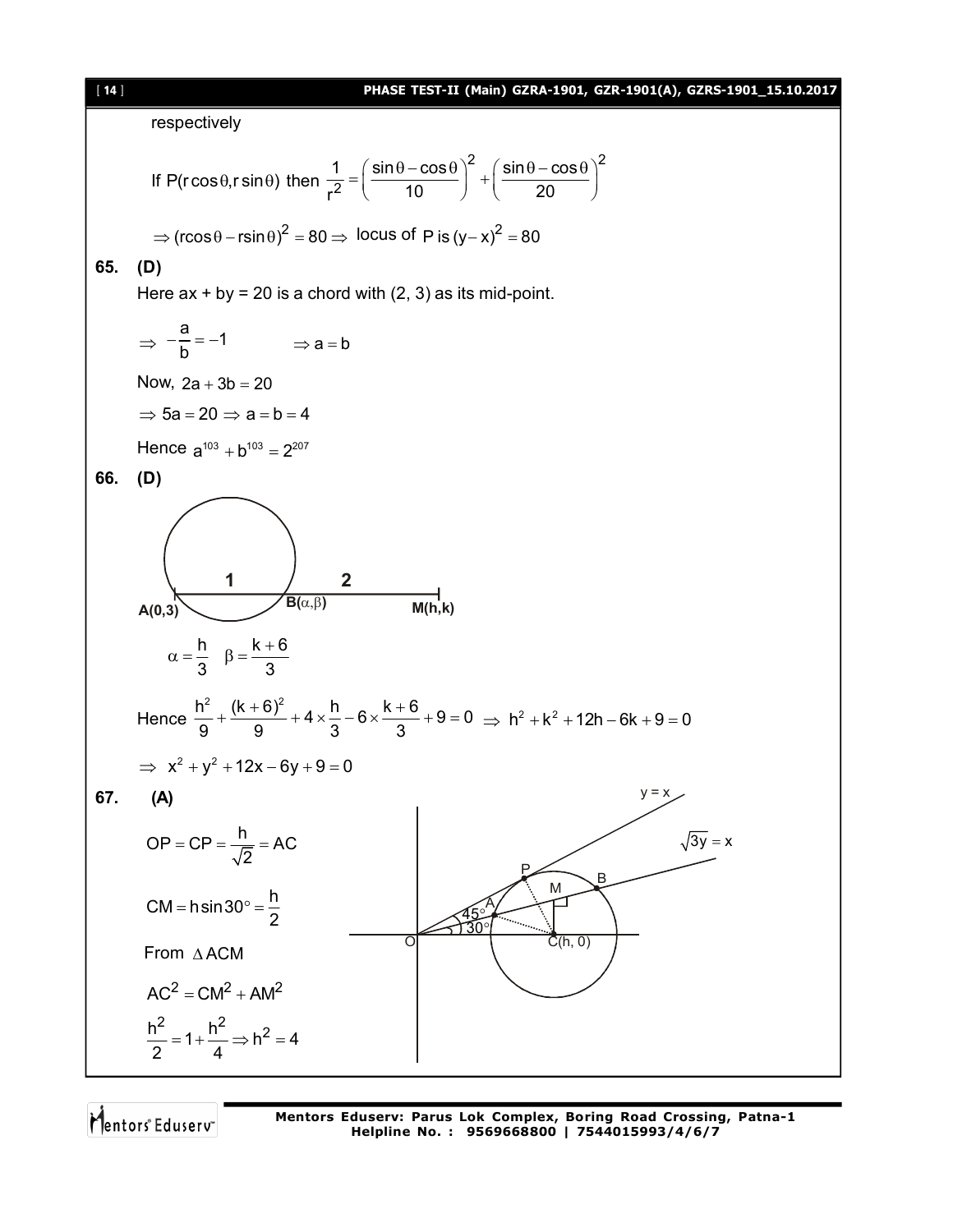respectively

If $P(r\cos\theta, r\sin\theta)$ then $\dfrac{1}{r^2} = \left(\dfrac{\sin\theta - \cos\theta}{10}\right)^2 + \left(\dfrac{\sin\theta - \cos\theta}{20}\right)^2$

$\Rightarrow (r\cos\theta - r\sin\theta)^2 = 80 \Rightarrow$ locus of P is $(y-x)^2 = 80$

**65. (D)**

Here ax + by = 20 is a chord with (2, 3) as its mid-point.

$\Rightarrow -\dfrac{a}{b} = -1 \qquad \Rightarrow a = b$

Now, $2a + 3b = 20$

$\Rightarrow 5a = 20 \Rightarrow a = b = 4$

Hence $a^{103} + b^{103} = 2^{207}$

**66. (D)**

A(0,3) —1— B(α,β) —2— M(h,k)

$\alpha = \dfrac{h}{3} \quad \beta = \dfrac{k+6}{3}$

Hence $\dfrac{h^2}{9} + \dfrac{(k+6)^2}{9} + 4 \times \dfrac{h}{3} - 6 \times \dfrac{k+6}{3} + 9 = 0 \Rightarrow h^2 + k^2 + 12h - 6k + 9 = 0$

$\Rightarrow x^2 + y^2 + 12x - 6y + 9 = 0$

**67. (A)**

$OP = CP = \dfrac{h}{\sqrt{2}} = AC$

$CM = h\sin 30^\circ = \dfrac{h}{2}$

From $\Delta ACM$

$AC^2 = CM^2 + AM^2$

$\dfrac{h^2}{2} = 1 + \dfrac{h^2}{4} \Rightarrow h^2 = 4$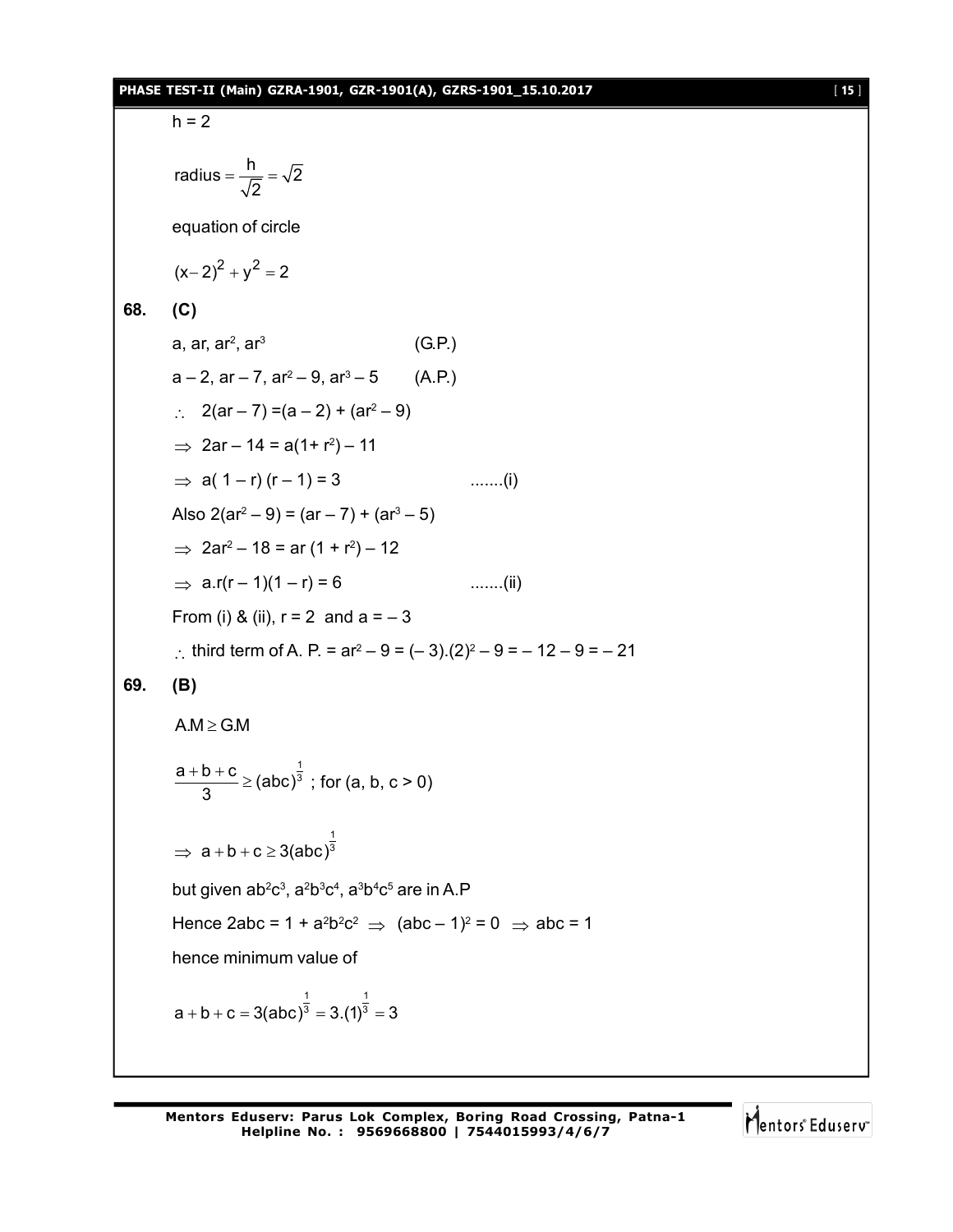$h = 2$

$\text{radius} = \frac{h}{\sqrt{2}} = \sqrt{2}$

equation of circle

$(x-2)^2 + y^2 = 2$

**68. (C)**

$a, ar, ar^2, ar^3$ (G.P.)

$a - 2, ar - 7, ar^2 - 9, ar^3 - 5$ (A.P.)

$\therefore\ 2(ar - 7) = (a - 2) + (ar^2 - 9)$

$\Rightarrow\ 2ar - 14 = a(1 + r^2) - 11$

$\Rightarrow\ a(1 - r)(r - 1) = 3$ .......(i)

Also $2(ar^2 - 9) = (ar - 7) + (ar^3 - 5)$

$\Rightarrow\ 2ar^2 - 18 = ar(1 + r^2) - 12$

$\Rightarrow\ a.r(r - 1)(1 - r) = 6$ .......(ii)

From (i) & (ii), $r = 2$ and $a = -3$

$\therefore$ third term of A. P. $= ar^2 - 9 = (-3).(2)^2 - 9 = -12 - 9 = -21$

**69. (B)**

$A.M \geq G.M$

$\frac{a+b+c}{3} \geq (abc)^{\frac{1}{3}}$ ; for (a, b, c > 0)

$\Rightarrow\ a + b + c \geq 3(abc)^{\frac{1}{3}}$

but given $ab^2c^3, a^2b^3c^4, a^3b^4c^5$ are in A.P

Hence $2abc = 1 + a^2b^2c^2 \Rightarrow (abc - 1)^2 = 0 \Rightarrow abc = 1$

hence minimum value of

$a + b + c = 3(abc)^{\frac{1}{3}} = 3.(1)^{\frac{1}{3}} = 3$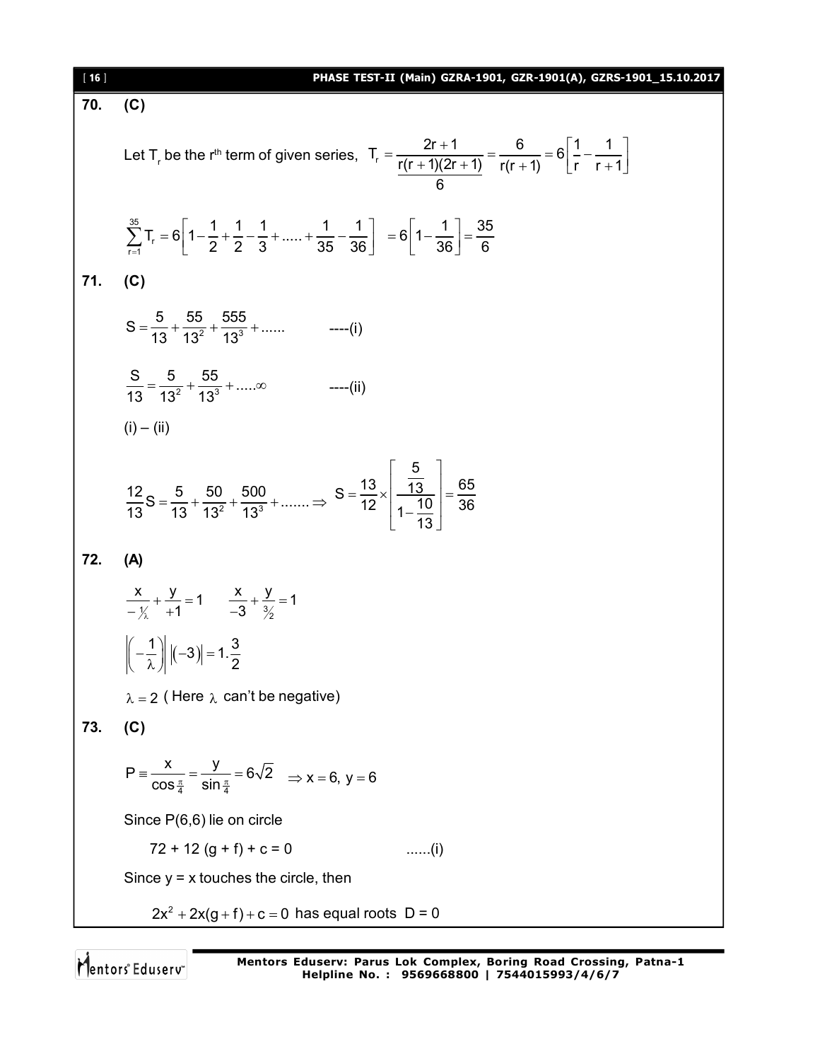**70. (C)**

Let $T_r$ be the $r^{th}$ term of given series, $T_r = \dfrac{2r+1}{\dfrac{r(r+1)(2r+1)}{6}} = \dfrac{6}{r(r+1)} = 6\left[\dfrac{1}{r} - \dfrac{1}{r+1}\right]$

$$\sum_{r=1}^{35} T_r = 6\left[1 - \frac{1}{2} + \frac{1}{2} - \frac{1}{3} + ..... + \frac{1}{35} - \frac{1}{36}\right] = 6\left[1 - \frac{1}{36}\right] = \frac{35}{6}$$

**71. (C)**

$$S = \frac{5}{13} + \frac{55}{13^2} + \frac{555}{13^3} + ...... \qquad \text{----(i)}$$

$$\frac{S}{13} = \frac{5}{13^2} + \frac{55}{13^3} + .....\infty \qquad \text{----(ii)}$$

(i) – (ii)

$$\frac{12}{13}S = \frac{5}{13} + \frac{50}{13^2} + \frac{500}{13^3} + ....... \Rightarrow S = \frac{13}{12} \times \left[\frac{\frac{5}{13}}{1 - \frac{10}{13}}\right] = \frac{65}{36}$$

**72. (A)**

$$\frac{x}{-1/\lambda} + \frac{y}{+1} = 1 \qquad \frac{x}{-3} + \frac{y}{3/2} = 1$$

$$\left|\left(-\frac{1}{\lambda}\right)\right|\left|(-3)\right| = 1.\frac{3}{2}$$

$\lambda = 2$ ( Here $\lambda$ can't be negative)

**73. (C)**

$$P \equiv \frac{x}{\cos\frac{\pi}{4}} = \frac{y}{\sin\frac{\pi}{4}} = 6\sqrt{2} \quad \Rightarrow x = 6,\ y = 6$$

Since P(6,6) lie on circle

$72 + 12\,(g + f) + c = 0 \qquad ......(i)$

Since y = x touches the circle, then

$2x^2 + 2x(g+f) + c = 0$ has equal roots D = 0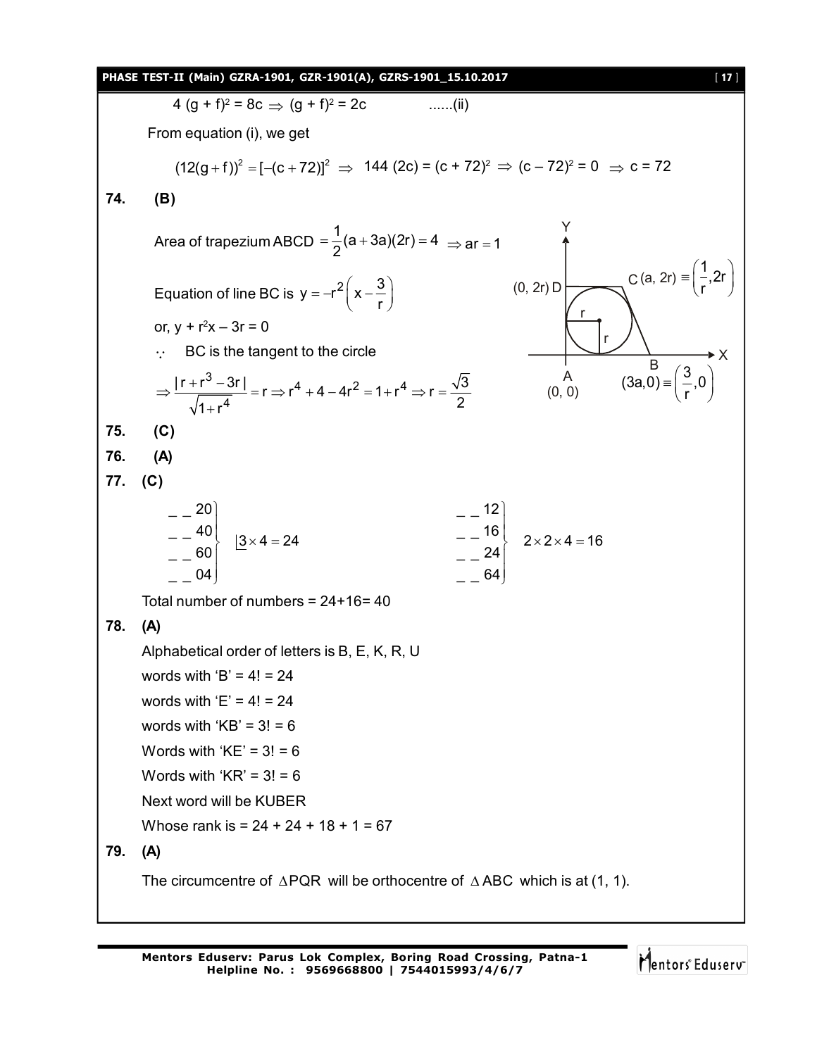$4(g + f)^2 = 8c \Rightarrow (g + f)^2 = 2c$ ......(ii)

From equation (i), we get

$$(12(g+f))^2 = [-(c+72)]^2 \Rightarrow 144(2c) = (c + 72)^2 \Rightarrow (c - 72)^2 = 0 \Rightarrow c = 72$$

**74. (B)**

Area of trapezium ABCD $= \frac{1}{2}(a + 3a)(2r) = 4 \Rightarrow ar = 1$

Equation of line BC is $y = -r^2\left(x - \frac{3}{r}\right)$

or, $y + r^2x - 3r = 0$

$\because$ BC is the tangent to the circle

$$\Rightarrow \frac{|r + r^3 - 3r|}{\sqrt{1+r^4}} = r \Rightarrow r^4 + 4 - 4r^2 = 1 + r^4 \Rightarrow r = \frac{\sqrt{3}}{2}$$

(Figure: Y and X axes; A (0, 0); D (0, 2r); $C(a, 2r) \equiv \left(\frac{1}{r}, 2r\right)$; $B(3a, 0) \equiv \left(\frac{3}{r}, 0\right)$; circle of radius r inscribed.)

**75. (C)**

**76. (A)**

**77. (C)**

_ _ 20, _ _ 40, _ _ 60, _ _ 04 : $\underline{|3} \times 4 = 24$

_ _ 12, _ _ 16, _ _ 24, _ _ 64 : $2 \times 2 \times 4 = 16$

Total number of numbers = 24+16= 40

**78. (A)**

Alphabetical order of letters is B, E, K, R, U

words with 'B' = 4! = 24

words with 'E' = 4! = 24

words with 'KB' = 3! = 6

Words with 'KE' = 3! = 6

Words with 'KR' = 3! = 6

Next word will be KUBER

Whose rank is = 24 + 24 + 18 + 1 = 67

**79. (A)**

The circumcentre of $\Delta PQR$ will be orthocentre of $\Delta ABC$ which is at (1, 1).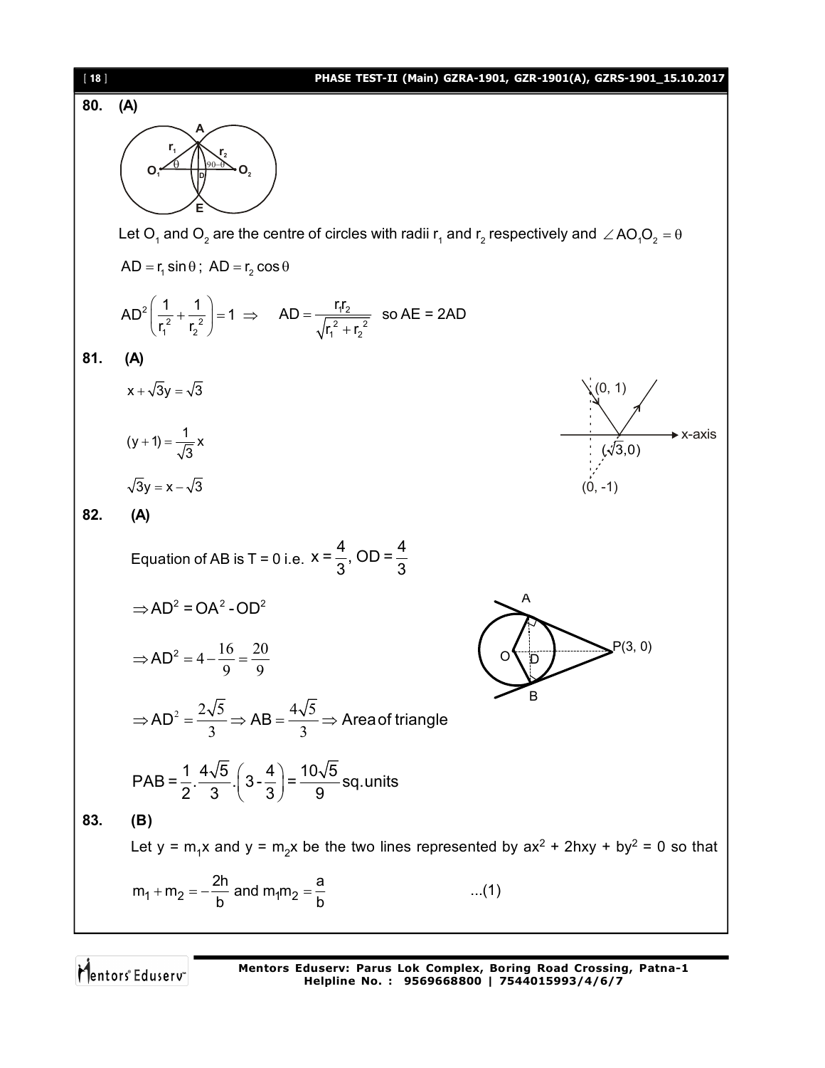**80. (A)**

Let $O_1$ and $O_2$ are the centre of circles with radii $r_1$ and $r_2$ respectively and $\angle AO_1O_2 = \theta$

$AD = r_1 \sin\theta$ ; $AD = r_2 \cos\theta$

$$AD^2\left(\frac{1}{r_1^2}+\frac{1}{r_2^2}\right)=1 \Rightarrow \quad AD=\frac{r_1r_2}{\sqrt{r_1^2+r_2^2}} \quad \text{so } AE = 2AD$$

**81. (A)**

$$x+\sqrt{3}y=\sqrt{3}$$

$$(y+1)=\frac{1}{\sqrt{3}}x$$

$$\sqrt{3}y = x-\sqrt{3}$$

**82. (A)**

Equation of AB is T = 0 i.e. $x = \frac{4}{3}$, $OD = \frac{4}{3}$

$$\Rightarrow AD^2 = OA^2 - OD^2$$

$$\Rightarrow AD^2 = 4-\frac{16}{9}=\frac{20}{9}$$

$$\Rightarrow AD^2 = \frac{2\sqrt{5}}{3} \Rightarrow AB = \frac{4\sqrt{5}}{3} \Rightarrow \text{Area of triangle}$$

$$PAB = \frac{1}{2}.\frac{4\sqrt{5}}{3}.\left(3-\frac{4}{3}\right)=\frac{10\sqrt{5}}{9}\text{sq.units}$$

**83. (B)**

Let $y = m_1x$ and $y = m_2x$ be the two lines represented by $ax^2 + 2hxy + by^2 = 0$ so that

$$m_1+m_2=-\frac{2h}{b} \text{ and } m_1m_2=\frac{a}{b} \qquad ...(1)$$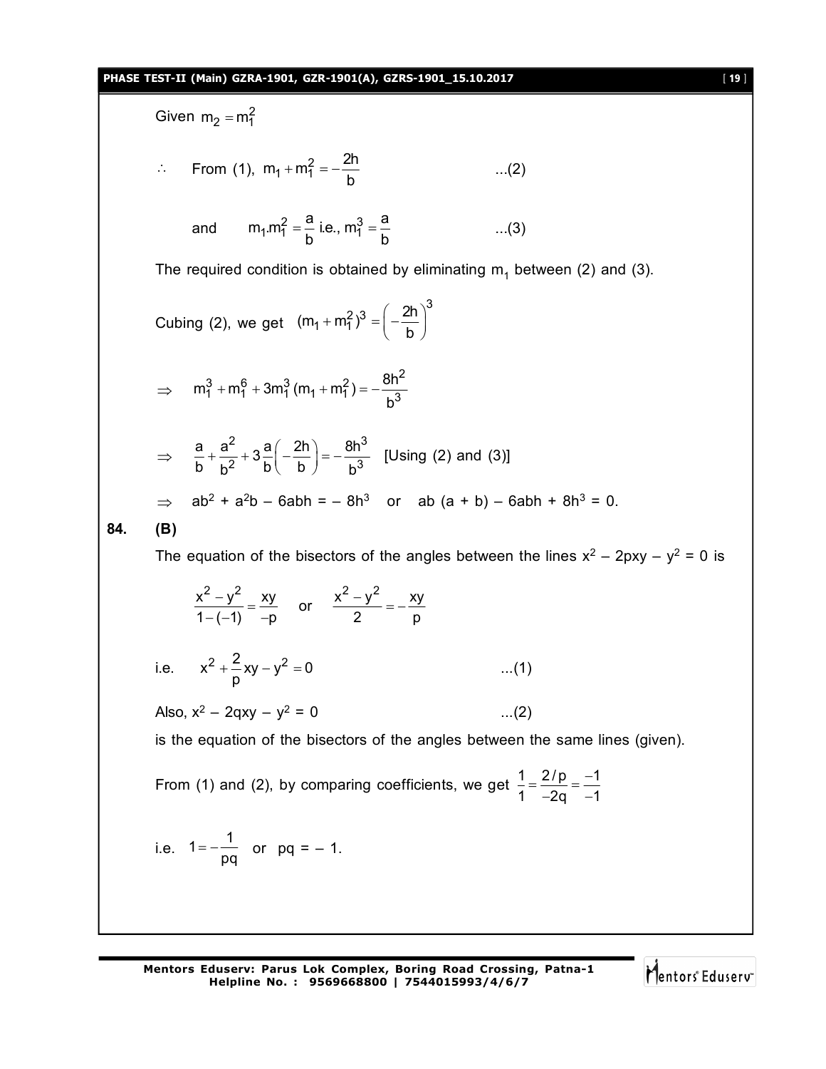Given $m_2 = m_1^2$

$\therefore$ From (1), $m_1 + m_1^2 = -\dfrac{2h}{b}$ ...(2)

and $m_1 . m_1^2 = \dfrac{a}{b}$ i.e., $m_1^3 = \dfrac{a}{b}$ ...(3)

The required condition is obtained by eliminating $m_1$ between (2) and (3).

Cubing (2), we get $(m_1 + m_1^2)^3 = \left(-\dfrac{2h}{b}\right)^3$

$\Rightarrow \quad m_1^3 + m_1^6 + 3m_1^3(m_1 + m_1^2) = -\dfrac{8h^2}{b^3}$

$\Rightarrow \quad \dfrac{a}{b} + \dfrac{a^2}{b^2} + 3\dfrac{a}{b}\left(-\dfrac{2h}{b}\right) = -\dfrac{8h^3}{b^3}$ [Using (2) and (3)]

$\Rightarrow \quad ab^2 + a^2b - 6abh = -8h^3$ or $ab(a + b) - 6abh + 8h^3 = 0.$

**84. (B)**

The equation of the bisectors of the angles between the lines $x^2 - 2pxy - y^2 = 0$ is

$$\frac{x^2 - y^2}{1-(-1)} = \frac{xy}{-p} \quad \text{or} \quad \frac{x^2 - y^2}{2} = -\frac{xy}{p}$$

i.e. $x^2 + \dfrac{2}{p}xy - y^2 = 0$ ...(1)

Also, $x^2 - 2qxy - y^2 = 0$ ...(2)

is the equation of the bisectors of the angles between the same lines (given).

From (1) and (2), by comparing coefficients, we get $\dfrac{1}{1} = \dfrac{2/p}{-2q} = \dfrac{-1}{-1}$

i.e. $1 = -\dfrac{1}{pq}$ or $pq = -1.$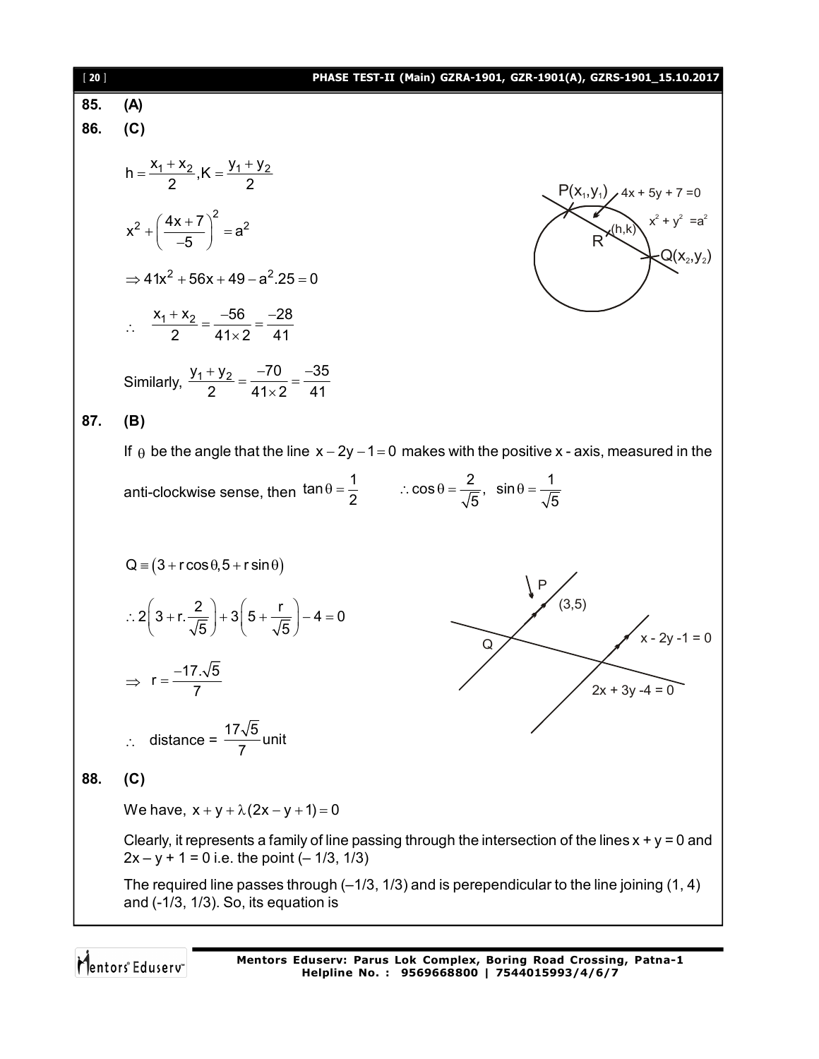**85. (A)**

**86. (C)**

$$h = \frac{x_1 + x_2}{2}, K = \frac{y_1 + y_2}{2}$$

P$(x_1, y_1)$, $4x + 5y + 7 = 0$, $x^2 + y^2 = a^2$, R(h,k), Q$(x_2, y_2)$

$$x^2 + \left(\frac{4x+7}{-5}\right)^2 = a^2$$

$$\Rightarrow 41x^2 + 56x + 49 - a^2.25 = 0$$

$$\therefore \quad \frac{x_1 + x_2}{2} = \frac{-56}{41 \times 2} = \frac{-28}{41}$$

Similarly, $\dfrac{y_1 + y_2}{2} = \dfrac{-70}{41 \times 2} = \dfrac{-35}{41}$

**87. (B)**

If $\theta$ be the angle that the line $x - 2y - 1 = 0$ makes with the positive x - axis, measured in the anti-clockwise sense, then $\tan\theta = \frac{1}{2}$ $\quad \therefore \cos\theta = \frac{2}{\sqrt{5}}, \ \sin\theta = \frac{1}{\sqrt{5}}$

$$Q \equiv (3 + r\cos\theta, 5 + r\sin\theta)$$

P, (3,5), Q, $x - 2y - 1 = 0$, $2x + 3y - 4 = 0$

$$\therefore 2\left(3 + r.\frac{2}{\sqrt{5}}\right) + 3\left(5 + \frac{r}{\sqrt{5}}\right) - 4 = 0$$

$$\Rightarrow \ r = \frac{-17.\sqrt{5}}{7}$$

$\therefore$ distance = $\dfrac{17\sqrt{5}}{7}$ unit

**88. (C)**

We have, $x + y + \lambda(2x - y + 1) = 0$

Clearly, it represents a family of line passing through the intersection of the lines x + y = 0 and 2x – y + 1 = 0 i.e. the point (– 1/3, 1/3)

The required line passes through (–1/3, 1/3) and is perependicular to the line joining (1, 4) and (-1/3, 1/3). So, its equation is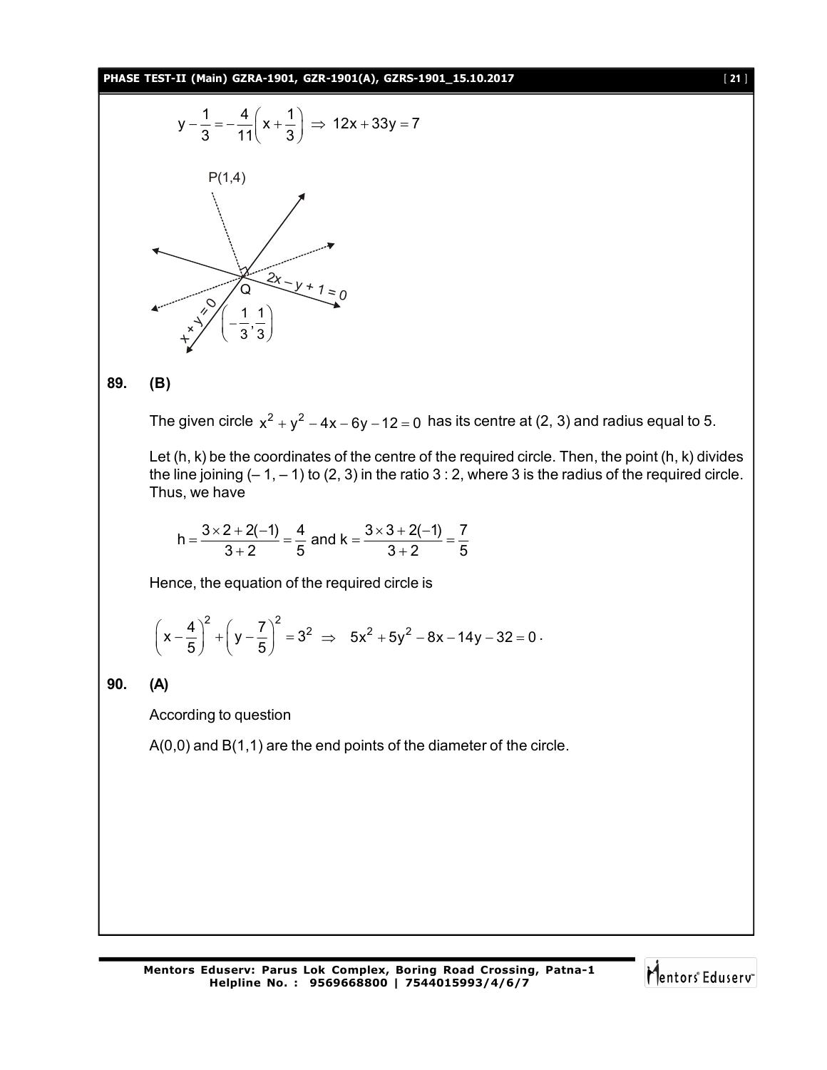$$y-\frac{1}{3}=-\frac{4}{11}\left(x+\frac{1}{3}\right) \Rightarrow 12x+33y=7$$

P(1,4)

$2x-y+1=0$

Q

$x+y=0$

$\left(-\frac{1}{3},\frac{1}{3}\right)$

**89. (B)**

The given circle $x^2+y^2-4x-6y-12=0$ has its centre at (2, 3) and radius equal to 5.

Let (h, k) be the coordinates of the centre of the required circle. Then, the point (h, k) divides the line joining (– 1, – 1) to (2, 3) in the ratio 3 : 2, where 3 is the radius of the required circle. Thus, we have

$$h=\frac{3\times 2+2(-1)}{3+2}=\frac{4}{5} \text{ and } k=\frac{3\times 3+2(-1)}{3+2}=\frac{7}{5}$$

Hence, the equation of the required circle is

$$\left(x-\frac{4}{5}\right)^2+\left(y-\frac{7}{5}\right)^2=3^2 \Rightarrow 5x^2+5y^2-8x-14y-32=0.$$

**90. (A)**

According to question

A(0,0) and B(1,1) are the end points of the diameter of the circle.